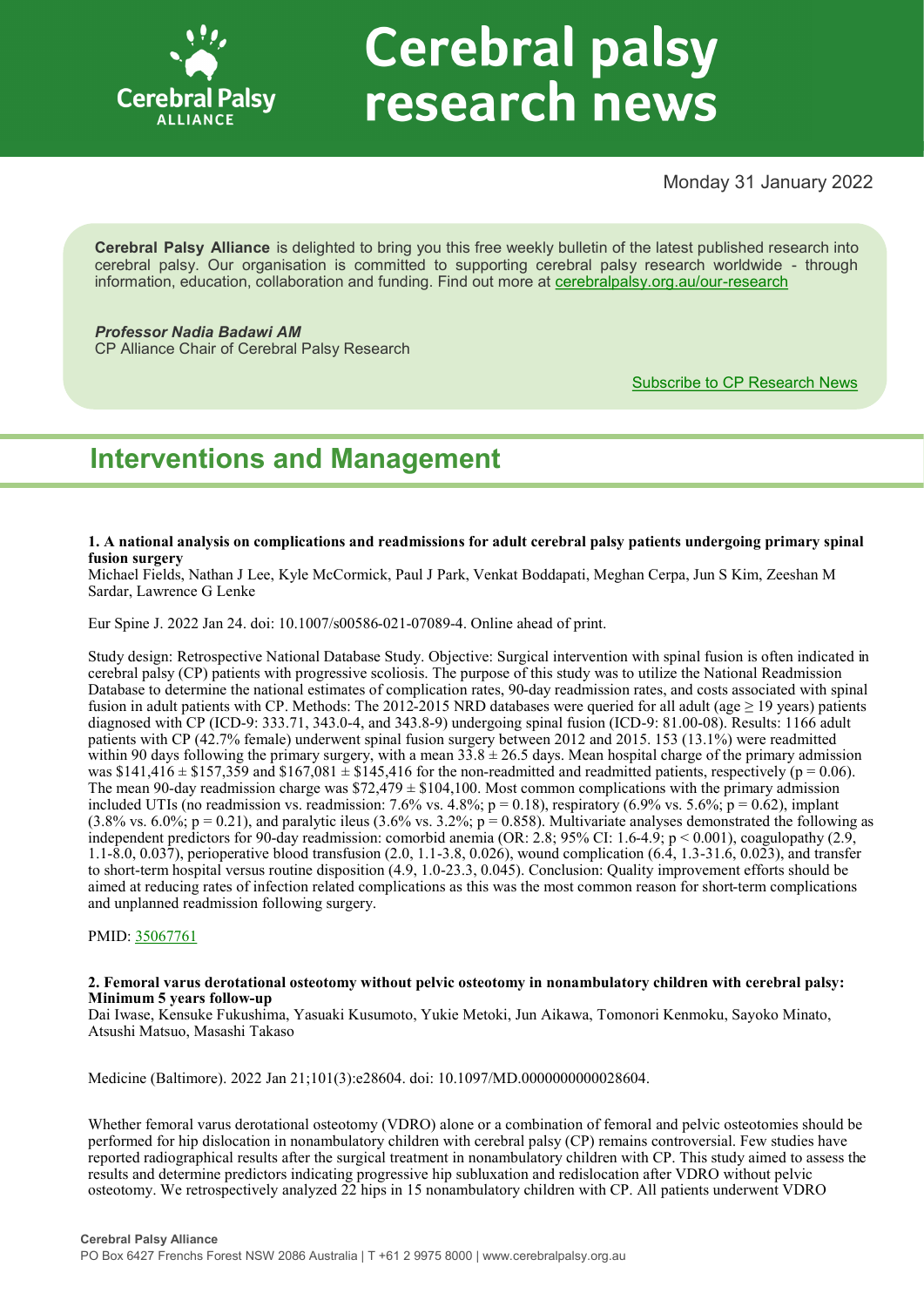# Cerebral palsy research news

Monday 31 January 2022

**Cerebral Palsy Alliance** is delighted to bring you this free weekly bulletin of the latest published research into cerebral palsy. Our organisation is committed to supporting cerebral palsy research worldwide - through information, education, collaboration and funding. Find out more at [cerebralpalsy.org.au/our-research](cerebralpalsy.org.au/our-research)

***Professor Nadia Badawi AM***
CP Alliance Chair of Cerebral Palsy Research

Subscribe to CP Research News

## Interventions and Management

**1. A national analysis on complications and readmissions for adult cerebral palsy patients undergoing primary spinal fusion surgery**
Michael Fields, Nathan J Lee, Kyle McCormick, Paul J Park, Venkat Boddapati, Meghan Cerpa, Jun S Kim, Zeeshan M Sardar, Lawrence G Lenke

Eur Spine J. 2022 Jan 24. doi: 10.1007/s00586-021-07089-4. Online ahead of print.

Study design: Retrospective National Database Study. Objective: Surgical intervention with spinal fusion is often indicated in cerebral palsy (CP) patients with progressive scoliosis. The purpose of this study was to utilize the National Readmission Database to determine the national estimates of complication rates, 90-day readmission rates, and costs associated with spinal fusion in adult patients with CP. Methods: The 2012-2015 NRD databases were queried for all adult (age ≥ 19 years) patients diagnosed with CP (ICD-9: 333.71, 343.0-4, and 343.8-9) undergoing spinal fusion (ICD-9: 81.00-08). Results: 1166 adult patients with CP (42.7% female) underwent spinal fusion surgery between 2012 and 2015. 153 (13.1%) were readmitted within 90 days following the primary surgery, with a mean 33.8 ± 26.5 days. Mean hospital charge of the primary admission was \$141,416 ± \$157,359 and \$167,081 ± \$145,416 for the non-readmitted and readmitted patients, respectively ($p = 0.06$). The mean 90-day readmission charge was \$72,479 ± \$104,100. Most common complications with the primary admission included UTIs (no readmission vs. readmission: 7.6% vs. 4.8%; $p = 0.18$), respiratory (6.9% vs. 5.6%; $p = 0.62$), implant (3.8% vs. 6.0%; $p = 0.21$), and paralytic ileus (3.6% vs. 3.2%; $p = 0.858$). Multivariate analyses demonstrated the following as independent predictors for 90-day readmission: comorbid anemia (OR: 2.8; 95% CI: 1.6-4.9; $p < 0.001$), coagulopathy (2.9, 1.1-8.0, 0.037), perioperative blood transfusion (2.0, 1.1-3.8, 0.026), wound complication (6.4, 1.3-31.6, 0.023), and transfer to short-term hospital versus routine disposition (4.9, 1.0-23.3, 0.045). Conclusion: Quality improvement efforts should be aimed at reducing rates of infection related complications as this was the most common reason for short-term complications and unplanned readmission following surgery.

PMID: [35067761](35067761)

**2. Femoral varus derotational osteotomy without pelvic osteotomy in nonambulatory children with cerebral palsy: Minimum 5 years follow-up**
Dai Iwase, Kensuke Fukushima, Yasuaki Kusumoto, Yukie Metoki, Jun Aikawa, Tomonori Kenmoku, Sayoko Minato, Atsushi Matsuo, Masashi Takaso

Medicine (Baltimore). 2022 Jan 21;101(3):e28604. doi: 10.1097/MD.0000000000028604.

Whether femoral varus derotational osteotomy (VDRO) alone or a combination of femoral and pelvic osteotomies should be performed for hip dislocation in nonambulatory children with cerebral palsy (CP) remains controversial. Few studies have reported radiographical results after the surgical treatment in nonambulatory children with CP. This study aimed to assess the results and determine predictors indicating progressive hip subluxation and redislocation after VDRO without pelvic osteotomy. We retrospectively analyzed 22 hips in 15 nonambulatory children with CP. All patients underwent VDRO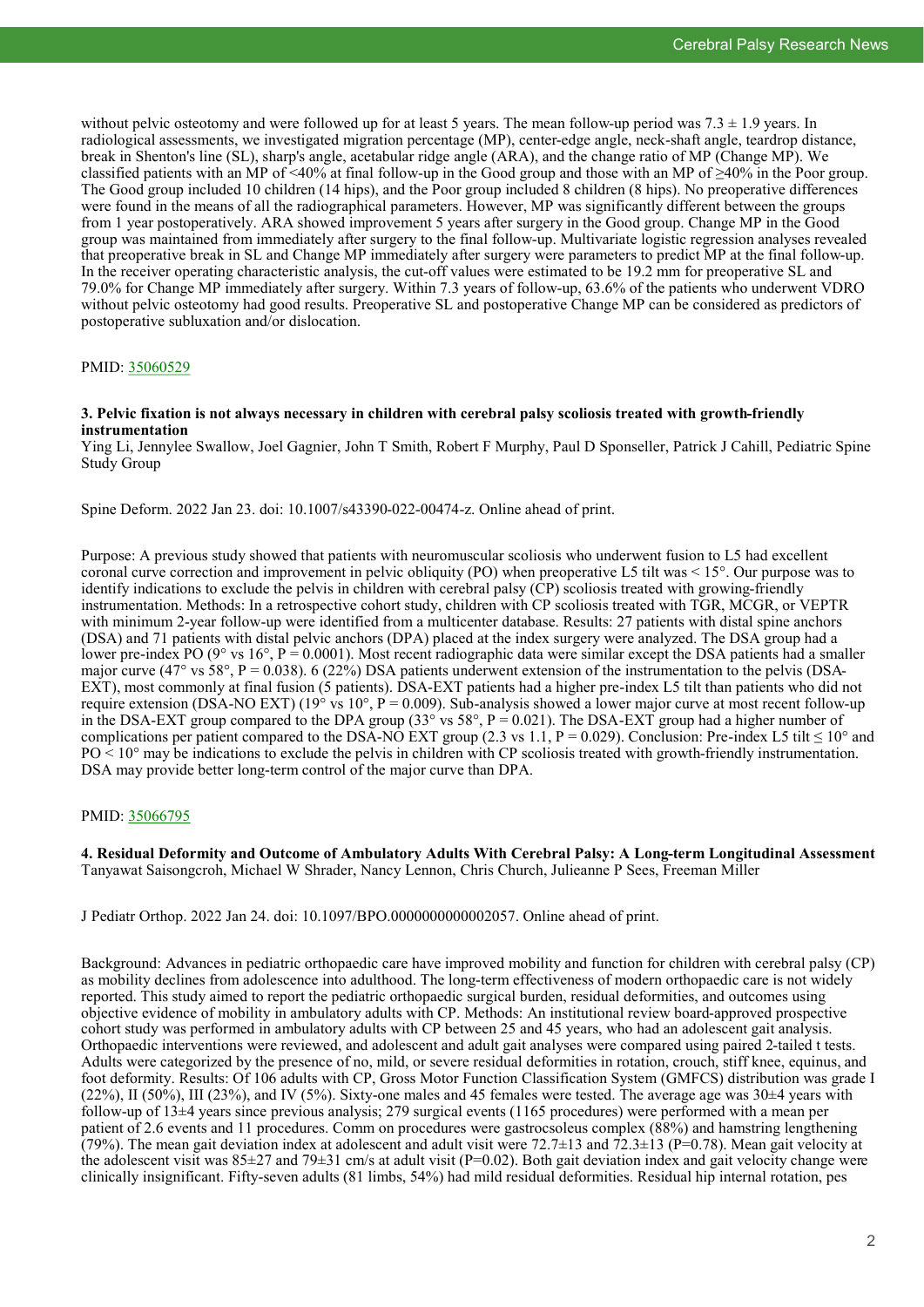without pelvic osteotomy and were followed up for at least 5 years. The mean follow-up period was 7.3 ± 1.9 years. In radiological assessments, we investigated migration percentage (MP), center-edge angle, neck-shaft angle, teardrop distance, break in Shenton's line (SL), sharp's angle, acetabular ridge angle (ARA), and the change ratio of MP (Change MP). We classified patients with an MP of <40% at final follow-up in the Good group and those with an MP of ≥40% in the Poor group. The Good group included 10 children (14 hips), and the Poor group included 8 children (8 hips). No preoperative differences were found in the means of all the radiographical parameters. However, MP was significantly different between the groups from 1 year postoperatively. ARA showed improvement 5 years after surgery in the Good group. Change MP in the Good group was maintained from immediately after surgery to the final follow-up. Multivariate logistic regression analyses revealed that preoperative break in SL and Change MP immediately after surgery were parameters to predict MP at the final follow-up. In the receiver operating characteristic analysis, the cut-off values were estimated to be 19.2 mm for preoperative SL and 79.0% for Change MP immediately after surgery. Within 7.3 years of follow-up, 63.6% of the patients who underwent VDRO without pelvic osteotomy had good results. Preoperative SL and postoperative Change MP can be considered as predictors of postoperative subluxation and/or dislocation.

PMID: 35060529

**3. Pelvic fixation is not always necessary in children with cerebral palsy scoliosis treated with growth-friendly instrumentation**

Ying Li, Jennylee Swallow, Joel Gagnier, John T Smith, Robert F Murphy, Paul D Sponseller, Patrick J Cahill, Pediatric Spine Study Group

Spine Deform. 2022 Jan 23. doi: 10.1007/s43390-022-00474-z. Online ahead of print.

Purpose: A previous study showed that patients with neuromuscular scoliosis who underwent fusion to L5 had excellent coronal curve correction and improvement in pelvic obliquity (PO) when preoperative L5 tilt was < 15°. Our purpose was to identify indications to exclude the pelvis in children with cerebral palsy (CP) scoliosis treated with growing-friendly instrumentation. Methods: In a retrospective cohort study, children with CP scoliosis treated with TGR, MCGR, or VEPTR with minimum 2-year follow-up were identified from a multicenter database. Results: 27 patients with distal spine anchors (DSA) and 71 patients with distal pelvic anchors (DPA) placed at the index surgery were analyzed. The DSA group had a lower pre-index PO (9° vs 16°, P = 0.0001). Most recent radiographic data were similar except the DSA patients had a smaller major curve (47° vs 58°, P = 0.038). 6 (22%) DSA patients underwent extension of the instrumentation to the pelvis (DSA-EXT), most commonly at final fusion (5 patients). DSA-EXT patients had a higher pre-index L5 tilt than patients who did not require extension (DSA-NO EXT) (19° vs 10°, P = 0.009). Sub-analysis showed a lower major curve at most recent follow-up in the DSA-EXT group compared to the DPA group (33° vs 58°, P = 0.021). The DSA-EXT group had a higher number of complications per patient compared to the DSA-NO EXT group (2.3 vs 1.1, P = 0.029). Conclusion: Pre-index L5 tilt ≤ 10° and PO < 10° may be indications to exclude the pelvis in children with CP scoliosis treated with growth-friendly instrumentation. DSA may provide better long-term control of the major curve than DPA.

PMID: 35066795

**4. Residual Deformity and Outcome of Ambulatory Adults With Cerebral Palsy: A Long-term Longitudinal Assessment**

Tanyawat Saisongcroh, Michael W Shrader, Nancy Lennon, Chris Church, Julieanne P Sees, Freeman Miller

J Pediatr Orthop. 2022 Jan 24. doi: 10.1097/BPO.0000000000002057. Online ahead of print.

Background: Advances in pediatric orthopaedic care have improved mobility and function for children with cerebral palsy (CP) as mobility declines from adolescence into adulthood. The long-term effectiveness of modern orthopaedic care is not widely reported. This study aimed to report the pediatric orthopaedic surgical burden, residual deformities, and outcomes using objective evidence of mobility in ambulatory adults with CP. Methods: An institutional review board-approved prospective cohort study was performed in ambulatory adults with CP between 25 and 45 years, who had an adolescent gait analysis. Orthopaedic interventions were reviewed, and adolescent and adult gait analyses were compared using paired 2-tailed t tests. Adults were categorized by the presence of no, mild, or severe residual deformities in rotation, crouch, stiff knee, equinus, and foot deformity. Results: Of 106 adults with CP, Gross Motor Function Classification System (GMFCS) distribution was grade I (22%), II (50%), III (23%), and IV (5%). Sixty-one males and 45 females were tested. The average age was 30±4 years with follow-up of 13±4 years since previous analysis; 279 surgical events (1165 procedures) were performed with a mean per patient of 2.6 events and 11 procedures. Comm on procedures were gastrocsoleus complex (88%) and hamstring lengthening (79%). The mean gait deviation index at adolescent and adult visit were 72.7±13 and 72.3±13 (P=0.78). Mean gait velocity at the adolescent visit was 85±27 and 79±31 cm/s at adult visit (P=0.02). Both gait deviation index and gait velocity change were clinically insignificant. Fifty-seven adults (81 limbs, 54%) had mild residual deformities. Residual hip internal rotation, pes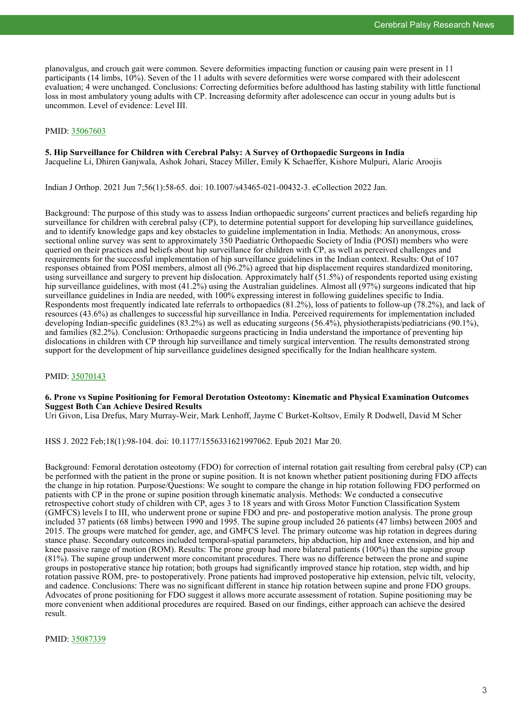planovalgus, and crouch gait were common. Severe deformities impacting function or causing pain were present in 11 participants (14 limbs, 10%). Seven of the 11 adults with severe deformities were worse compared with their adolescent evaluation; 4 were unchanged. Conclusions: Correcting deformities before adulthood has lasting stability with little functional loss in most ambulatory young adults with CP. Increasing deformity after adolescence can occur in young adults but is uncommon. Level of evidence: Level III.

PMID: 35067603

**5. Hip Surveillance for Children with Cerebral Palsy: A Survey of Orthopaedic Surgeons in India**
Jacqueline Li, Dhiren Ganjwala, Ashok Johari, Stacey Miller, Emily K Schaeffer, Kishore Mulpuri, Alaric Aroojis

Indian J Orthop. 2021 Jun 7;56(1):58-65. doi: 10.1007/s43465-021-00432-3. eCollection 2022 Jan.

Background: The purpose of this study was to assess Indian orthopaedic surgeons' current practices and beliefs regarding hip surveillance for children with cerebral palsy (CP), to determine potential support for developing hip surveillance guidelines, and to identify knowledge gaps and key obstacles to guideline implementation in India. Methods: An anonymous, cross-sectional online survey was sent to approximately 350 Paediatric Orthopaedic Society of India (POSI) members who were queried on their practices and beliefs about hip surveillance for children with CP, as well as perceived challenges and requirements for the successful implementation of hip surveillance guidelines in the Indian context. Results: Out of 107 responses obtained from POSI members, almost all (96.2%) agreed that hip displacement requires standardized monitoring, using surveillance and surgery to prevent hip dislocation. Approximately half (51.5%) of respondents reported using existing hip surveillance guidelines, with most (41.2%) using the Australian guidelines. Almost all (97%) surgeons indicated that hip surveillance guidelines in India are needed, with 100% expressing interest in following guidelines specific to India. Respondents most frequently indicated late referrals to orthopaedics (81.2%), loss of patients to follow-up (78.2%), and lack of resources (43.6%) as challenges to successful hip surveillance in India. Perceived requirements for implementation included developing Indian-specific guidelines (83.2%) as well as educating surgeons (56.4%), physiotherapists/pediatricians (90.1%), and families (82.2%). Conclusion: Orthopaedic surgeons practicing in India understand the importance of preventing hip dislocations in children with CP through hip surveillance and timely surgical intervention. The results demonstrated strong support for the development of hip surveillance guidelines designed specifically for the Indian healthcare system.

PMID: 35070143

**6. Prone vs Supine Positioning for Femoral Derotation Osteotomy: Kinematic and Physical Examination Outcomes Suggest Both Can Achieve Desired Results**
Uri Givon, Lisa Drefus, Mary Murray-Weir, Mark Lenhoff, Jayme C Burket-Koltsov, Emily R Dodwell, David M Scher

HSS J. 2022 Feb;18(1):98-104. doi: 10.1177/1556331621997062. Epub 2021 Mar 20.

Background: Femoral derotation osteotomy (FDO) for correction of internal rotation gait resulting from cerebral palsy (CP) can be performed with the patient in the prone or supine position. It is not known whether patient positioning during FDO affects the change in hip rotation. Purpose/Questions: We sought to compare the change in hip rotation following FDO performed on patients with CP in the prone or supine position through kinematic analysis. Methods: We conducted a consecutive retrospective cohort study of children with CP, ages 3 to 18 years and with Gross Motor Function Classification System (GMFCS) levels I to III, who underwent prone or supine FDO and pre- and postoperative motion analysis. The prone group included 37 patients (68 limbs) between 1990 and 1995. The supine group included 26 patients (47 limbs) between 2005 and 2015. The groups were matched for gender, age, and GMFCS level. The primary outcome was hip rotation in degrees during stance phase. Secondary outcomes included temporal-spatial parameters, hip abduction, hip and knee extension, and hip and knee passive range of motion (ROM). Results: The prone group had more bilateral patients (100%) than the supine group (81%). The supine group underwent more concomitant procedures. There was no difference between the prone and supine groups in postoperative stance hip rotation; both groups had significantly improved stance hip rotation, step width, and hip rotation passive ROM, pre- to postoperatively. Prone patients had improved postoperative hip extension, pelvic tilt, velocity, and cadence. Conclusions: There was no significant different in stance hip rotation between supine and prone FDO groups. Advocates of prone positioning for FDO suggest it allows more accurate assessment of rotation. Supine positioning may be more convenient when additional procedures are required. Based on our findings, either approach can achieve the desired result.

PMID: 35087339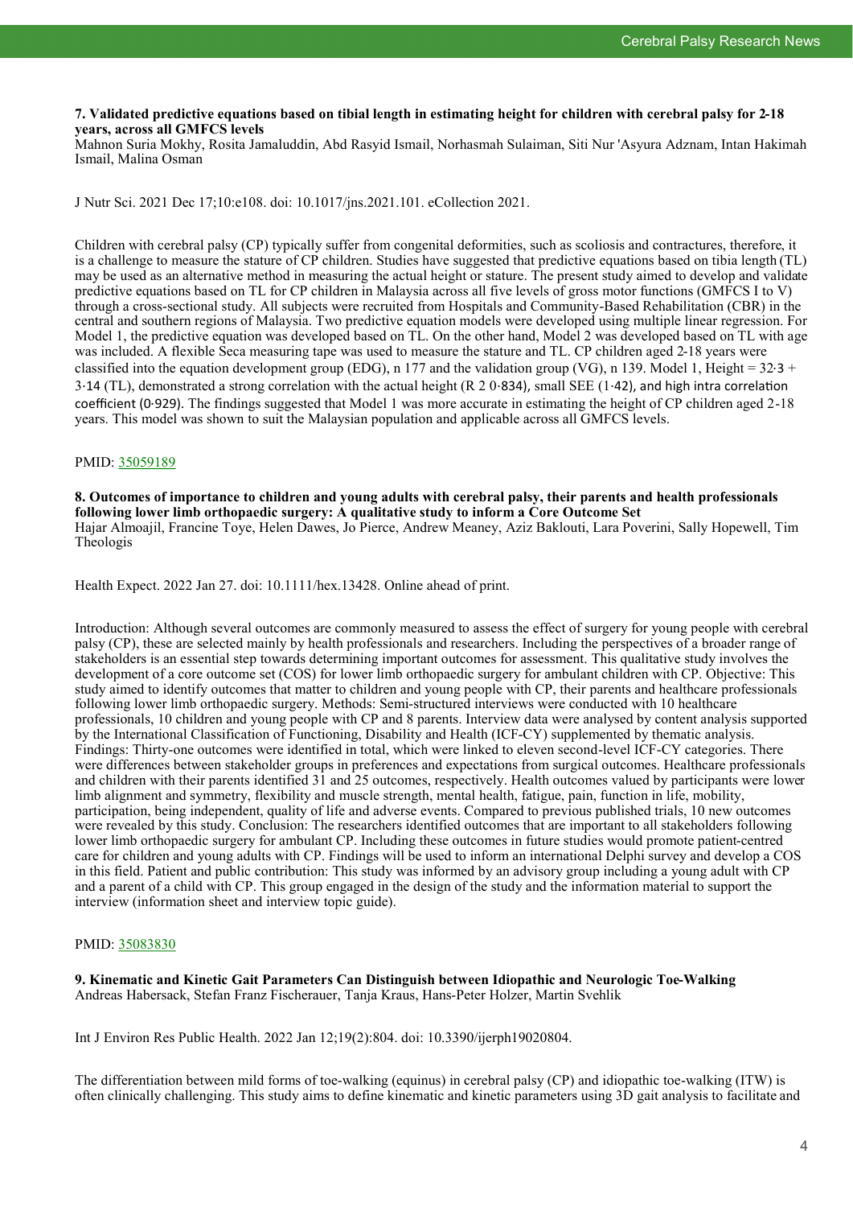**7. Validated predictive equations based on tibial length in estimating height for children with cerebral palsy for 2-18 years, across all GMFCS levels**

Mahnon Suria Mokhy, Rosita Jamaluddin, Abd Rasyid Ismail, Norhasmah Sulaiman, Siti Nur 'Asyura Adznam, Intan Hakimah Ismail, Malina Osman

J Nutr Sci. 2021 Dec 17;10:e108. doi: 10.1017/jns.2021.101. eCollection 2021.

Children with cerebral palsy (CP) typically suffer from congenital deformities, such as scoliosis and contractures, therefore, it is a challenge to measure the stature of CP children. Studies have suggested that predictive equations based on tibia length (TL) may be used as an alternative method in measuring the actual height or stature. The present study aimed to develop and validate predictive equations based on TL for CP children in Malaysia across all five levels of gross motor functions (GMFCS I to V) through a cross-sectional study. All subjects were recruited from Hospitals and Community-Based Rehabilitation (CBR) in the central and southern regions of Malaysia. Two predictive equation models were developed using multiple linear regression. For Model 1, the predictive equation was developed based on TL. On the other hand, Model 2 was developed based on TL with age was included. A flexible Seca measuring tape was used to measure the stature and TL. CP children aged 2-18 years were classified into the equation development group (EDG), n 177 and the validation group (VG), n 139. Model 1, Height = 32·3 + 3·14 (TL), demonstrated a strong correlation with the actual height (R 2 0·834), small SEE (1·42), and high intra correlation coefficient (0·929). The findings suggested that Model 1 was more accurate in estimating the height of CP children aged 2-18 years. This model was shown to suit the Malaysian population and applicable across all GMFCS levels.

PMID: [35059189](https://pubmed.ncbi.nlm.nih.gov/35059189)

**8. Outcomes of importance to children and young adults with cerebral palsy, their parents and health professionals following lower limb orthopaedic surgery: A qualitative study to inform a Core Outcome Set**

Hajar Almoajil, Francine Toye, Helen Dawes, Jo Pierce, Andrew Meaney, Aziz Baklouti, Lara Poverini, Sally Hopewell, Tim Theologis

Health Expect. 2022 Jan 27. doi: 10.1111/hex.13428. Online ahead of print.

Introduction: Although several outcomes are commonly measured to assess the effect of surgery for young people with cerebral palsy (CP), these are selected mainly by health professionals and researchers. Including the perspectives of a broader range of stakeholders is an essential step towards determining important outcomes for assessment. This qualitative study involves the development of a core outcome set (COS) for lower limb orthopaedic surgery for ambulant children with CP. Objective: This study aimed to identify outcomes that matter to children and young people with CP, their parents and healthcare professionals following lower limb orthopaedic surgery. Methods: Semi-structured interviews were conducted with 10 healthcare professionals, 10 children and young people with CP and 8 parents. Interview data were analysed by content analysis supported by the International Classification of Functioning, Disability and Health (ICF-CY) supplemented by thematic analysis. Findings: Thirty-one outcomes were identified in total, which were linked to eleven second-level ICF-CY categories. There were differences between stakeholder groups in preferences and expectations from surgical outcomes. Healthcare professionals and children with their parents identified 31 and 25 outcomes, respectively. Health outcomes valued by participants were lower limb alignment and symmetry, flexibility and muscle strength, mental health, fatigue, pain, function in life, mobility, participation, being independent, quality of life and adverse events. Compared to previous published trials, 10 new outcomes were revealed by this study. Conclusion: The researchers identified outcomes that are important to all stakeholders following lower limb orthopaedic surgery for ambulant CP. Including these outcomes in future studies would promote patient-centred care for children and young adults with CP. Findings will be used to inform an international Delphi survey and develop a COS in this field. Patient and public contribution: This study was informed by an advisory group including a young adult with CP and a parent of a child with CP. This group engaged in the design of the study and the information material to support the interview (information sheet and interview topic guide).

PMID: [35083830](https://pubmed.ncbi.nlm.nih.gov/35083830)

**9. Kinematic and Kinetic Gait Parameters Can Distinguish between Idiopathic and Neurologic Toe-Walking**

Andreas Habersack, Stefan Franz Fischerauer, Tanja Kraus, Hans-Peter Holzer, Martin Svehlik

Int J Environ Res Public Health. 2022 Jan 12;19(2):804. doi: 10.3390/ijerph19020804.

The differentiation between mild forms of toe-walking (equinus) in cerebral palsy (CP) and idiopathic toe-walking (ITW) is often clinically challenging. This study aims to define kinematic and kinetic parameters using 3D gait analysis to facilitate and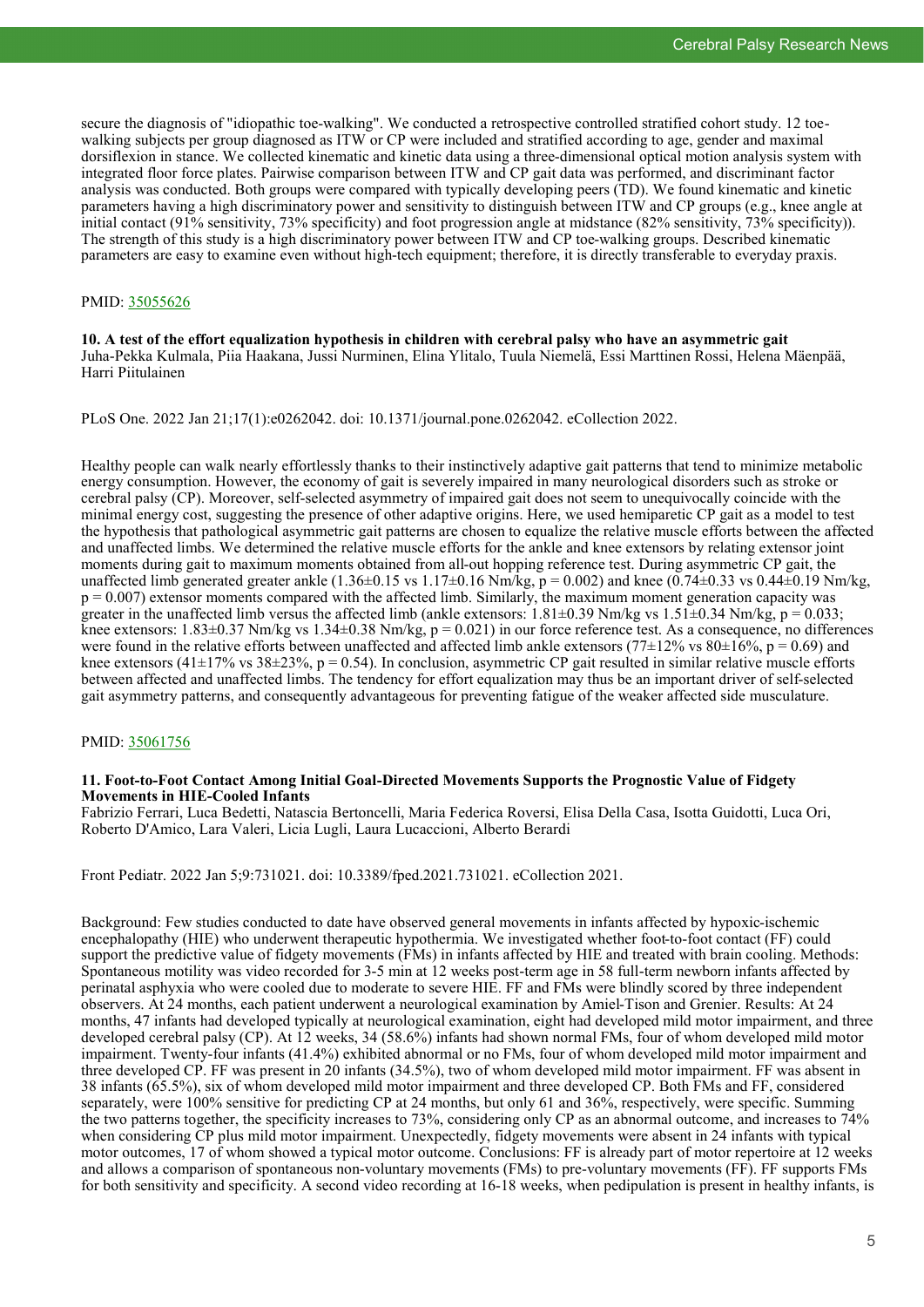secure the diagnosis of "idiopathic toe-walking". We conducted a retrospective controlled stratified cohort study. 12 toe-walking subjects per group diagnosed as ITW or CP were included and stratified according to age, gender and maximal dorsiflexion in stance. We collected kinematic and kinetic data using a three-dimensional optical motion analysis system with integrated floor force plates. Pairwise comparison between ITW and CP gait data was performed, and discriminant factor analysis was conducted. Both groups were compared with typically developing peers (TD). We found kinematic and kinetic parameters having a high discriminatory power and sensitivity to distinguish between ITW and CP groups (e.g., knee angle at initial contact (91% sensitivity, 73% specificity) and foot progression angle at midstance (82% sensitivity, 73% specificity)). The strength of this study is a high discriminatory power between ITW and CP toe-walking groups. Described kinematic parameters are easy to examine even without high-tech equipment; therefore, it is directly transferable to everyday praxis.

PMID: 35055626

**10. A test of the effort equalization hypothesis in children with cerebral palsy who have an asymmetric gait**

Juha-Pekka Kulmala, Piia Haakana, Jussi Nurminen, Elina Ylitalo, Tuula Niemelä, Essi Marttinen Rossi, Helena Mäenpää, Harri Piitulainen

PLoS One. 2022 Jan 21;17(1):e0262042. doi: 10.1371/journal.pone.0262042. eCollection 2022.

Healthy people can walk nearly effortlessly thanks to their instinctively adaptive gait patterns that tend to minimize metabolic energy consumption. However, the economy of gait is severely impaired in many neurological disorders such as stroke or cerebral palsy (CP). Moreover, self-selected asymmetry of impaired gait does not seem to unequivocally coincide with the minimal energy cost, suggesting the presence of other adaptive origins. Here, we used hemiparetic CP gait as a model to test the hypothesis that pathological asymmetric gait patterns are chosen to equalize the relative muscle efforts between the affected and unaffected limbs. We determined the relative muscle efforts for the ankle and knee extensors by relating extensor joint moments during gait to maximum moments obtained from all-out hopping reference test. During asymmetric CP gait, the unaffected limb generated greater ankle ($1.36\pm0.15$ vs $1.17\pm0.16$ Nm/kg, $p = 0.002$) and knee ($0.74\pm0.33$ vs $0.44\pm0.19$ Nm/kg, $p = 0.007$) extensor moments compared with the affected limb. Similarly, the maximum moment generation capacity was greater in the unaffected limb versus the affected limb (ankle extensors: $1.81\pm0.39$ Nm/kg vs $1.51\pm0.34$ Nm/kg, $p = 0.033$; knee extensors: $1.83\pm0.37$ Nm/kg vs $1.34\pm0.38$ Nm/kg, $p = 0.021$) in our force reference test. As a consequence, no differences were found in the relative efforts between unaffected and affected limb ankle extensors ($77\pm12$% vs $80\pm16$%, $p = 0.69$) and knee extensors ($41\pm17$% vs $38\pm23$%, $p = 0.54$). In conclusion, asymmetric CP gait resulted in similar relative muscle efforts between affected and unaffected limbs. The tendency for effort equalization may thus be an important driver of self-selected gait asymmetry patterns, and consequently advantageous for preventing fatigue of the weaker affected side musculature.

PMID: 35061756

**11. Foot-to-Foot Contact Among Initial Goal-Directed Movements Supports the Prognostic Value of Fidgety Movements in HIE-Cooled Infants**

Fabrizio Ferrari, Luca Bedetti, Natascia Bertoncelli, Maria Federica Roversi, Elisa Della Casa, Isotta Guidotti, Luca Ori, Roberto D'Amico, Lara Valeri, Licia Lugli, Laura Lucaccioni, Alberto Berardi

Front Pediatr. 2022 Jan 5;9:731021. doi: 10.3389/fped.2021.731021. eCollection 2021.

Background: Few studies conducted to date have observed general movements in infants affected by hypoxic-ischemic encephalopathy (HIE) who underwent therapeutic hypothermia. We investigated whether foot-to-foot contact (FF) could support the predictive value of fidgety movements (FMs) in infants affected by HIE and treated with brain cooling. Methods: Spontaneous motility was video recorded for 3-5 min at 12 weeks post-term age in 58 full-term newborn infants affected by perinatal asphyxia who were cooled due to moderate to severe HIE. FF and FMs were blindly scored by three independent observers. At 24 months, each patient underwent a neurological examination by Amiel-Tison and Grenier. Results: At 24 months, 47 infants had developed typically at neurological examination, eight had developed mild motor impairment, and three developed cerebral palsy (CP). At 12 weeks, 34 (58.6%) infants had shown normal FMs, four of whom developed mild motor impairment. Twenty-four infants (41.4%) exhibited abnormal or no FMs, four of whom developed mild motor impairment and three developed CP. FF was present in 20 infants (34.5%), two of whom developed mild motor impairment. FF was absent in 38 infants (65.5%), six of whom developed mild motor impairment and three developed CP. Both FMs and FF, considered separately, were 100% sensitive for predicting CP at 24 months, but only 61 and 36%, respectively, were specific. Summing the two patterns together, the specificity increases to 73%, considering only CP as an abnormal outcome, and increases to 74% when considering CP plus mild motor impairment. Unexpectedly, fidgety movements were absent in 24 infants with typical motor outcomes, 17 of whom showed a typical motor outcome. Conclusions: FF is already part of motor repertoire at 12 weeks and allows a comparison of spontaneous non-voluntary movements (FMs) to pre-voluntary movements (FF). FF supports FMs for both sensitivity and specificity. A second video recording at 16-18 weeks, when pedipulation is present in healthy infants, is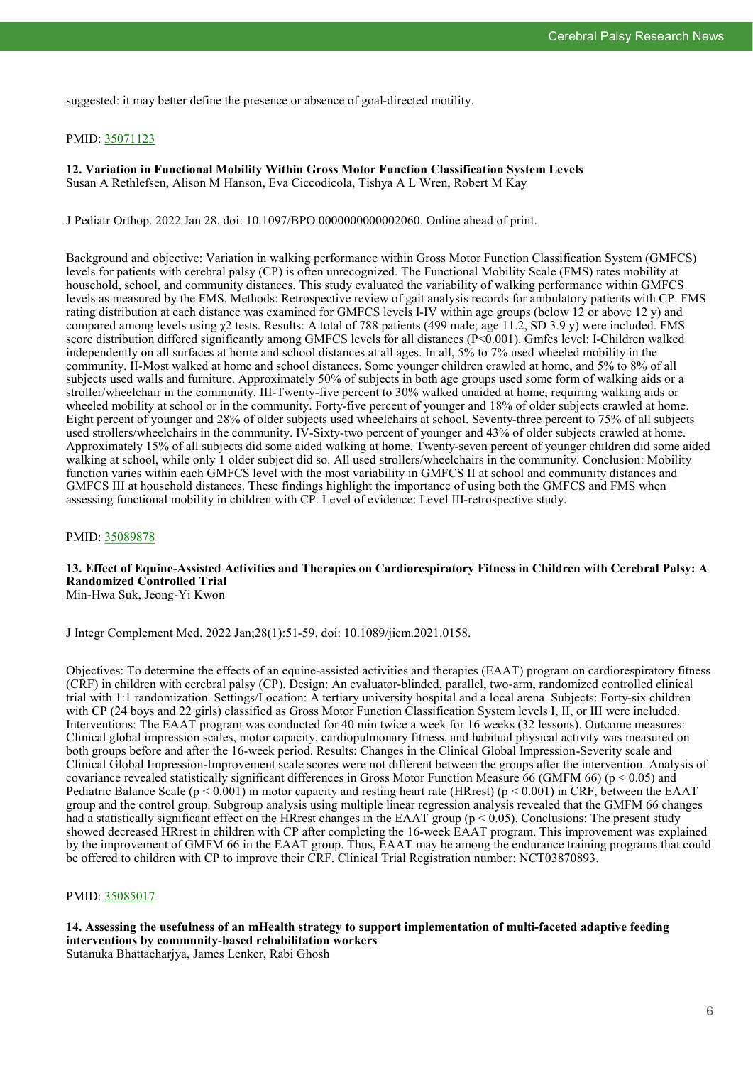suggested: it may better define the presence or absence of goal-directed motility.

PMID: 35071123

**12. Variation in Functional Mobility Within Gross Motor Function Classification System Levels**
Susan A Rethlefsen, Alison M Hanson, Eva Ciccodicola, Tishya A L Wren, Robert M Kay

J Pediatr Orthop. 2022 Jan 28. doi: 10.1097/BPO.0000000000002060. Online ahead of print.

Background and objective: Variation in walking performance within Gross Motor Function Classification System (GMFCS) levels for patients with cerebral palsy (CP) is often unrecognized. The Functional Mobility Scale (FMS) rates mobility at household, school, and community distances. This study evaluated the variability of walking performance within GMFCS levels as measured by the FMS. Methods: Retrospective review of gait analysis records for ambulatory patients with CP. FMS rating distribution at each distance was examined for GMFCS levels I-IV within age groups (below 12 or above 12 y) and compared among levels using $\chi^2$ tests. Results: A total of 788 patients (499 male; age 11.2, SD 3.9 y) were included. FMS score distribution differed significantly among GMFCS levels for all distances ($P<0.001$). Gmfcs level: I-Children walked independently on all surfaces at home and school distances at all ages. In all, 5% to 7% used wheeled mobility in the community. II-Most walked at home and school distances. Some younger children crawled at home, and 5% to 8% of all subjects used walls and furniture. Approximately 50% of subjects in both age groups used some form of walking aids or a stroller/wheelchair in the community. III-Twenty-five percent to 30% walked unaided at home, requiring walking aids or wheeled mobility at school or in the community. Forty-five percent of younger and 18% of older subjects crawled at home. Eight percent of younger and 28% of older subjects used wheelchairs at school. Seventy-three percent to 75% of all subjects used strollers/wheelchairs in the community. IV-Sixty-two percent of younger and 43% of older subjects crawled at home. Approximately 15% of all subjects did some aided walking at home. Twenty-seven percent of younger children did some aided walking at school, while only 1 older subject did so. All used strollers/wheelchairs in the community. Conclusion: Mobility function varies within each GMFCS level with the most variability in GMFCS II at school and community distances and GMFCS III at household distances. These findings highlight the importance of using both the GMFCS and FMS when assessing functional mobility in children with CP. Level of evidence: Level III-retrospective study.

PMID: 35089878

**13. Effect of Equine-Assisted Activities and Therapies on Cardiorespiratory Fitness in Children with Cerebral Palsy: A Randomized Controlled Trial**
Min-Hwa Suk, Jeong-Yi Kwon

J Integr Complement Med. 2022 Jan;28(1):51-59. doi: 10.1089/jicm.2021.0158.

Objectives: To determine the effects of an equine-assisted activities and therapies (EAAT) program on cardiorespiratory fitness (CRF) in children with cerebral palsy (CP). Design: An evaluator-blinded, parallel, two-arm, randomized controlled clinical trial with 1:1 randomization. Settings/Location: A tertiary university hospital and a local arena. Subjects: Forty-six children with CP (24 boys and 22 girls) classified as Gross Motor Function Classification System levels I, II, or III were included. Interventions: The EAAT program was conducted for 40 min twice a week for 16 weeks (32 lessons). Outcome measures: Clinical global impression scales, motor capacity, cardiopulmonary fitness, and habitual physical activity was measured on both groups before and after the 16-week period. Results: Changes in the Clinical Global Impression-Severity scale and Clinical Global Impression-Improvement scale scores were not different between the groups after the intervention. Analysis of covariance revealed statistically significant differences in Gross Motor Function Measure 66 (GMFM 66) ($p < 0.05$) and Pediatric Balance Scale ($p < 0.001$) in motor capacity and resting heart rate (HRrest) ($p < 0.001$) in CRF, between the EAAT group and the control group. Subgroup analysis using multiple linear regression analysis revealed that the GMFM 66 changes had a statistically significant effect on the HRrest changes in the EAAT group ($p < 0.05$). Conclusions: The present study showed decreased HRrest in children with CP after completing the 16-week EAAT program. This improvement was explained by the improvement of GMFM 66 in the EAAT group. Thus, EAAT may be among the endurance training programs that could be offered to children with CP to improve their CRF. Clinical Trial Registration number: NCT03870893.

PMID: 35085017

**14. Assessing the usefulness of an mHealth strategy to support implementation of multi-faceted adaptive feeding interventions by community-based rehabilitation workers**
Sutanuka Bhattacharjya, James Lenker, Rabi Ghosh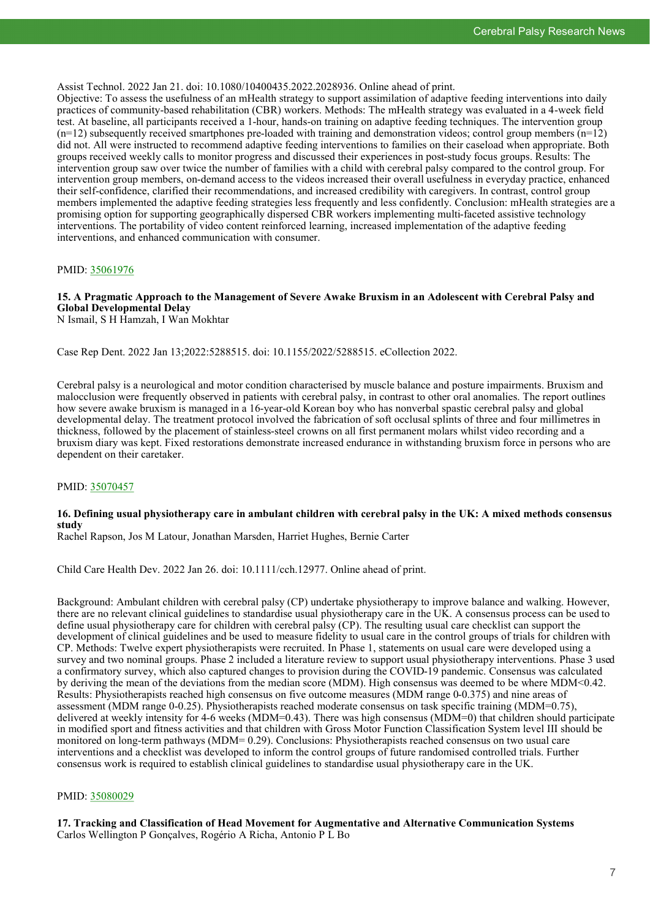Assist Technol. 2022 Jan 21. doi: 10.1080/10400435.2022.2028936. Online ahead of print.
Objective: To assess the usefulness of an mHealth strategy to support assimilation of adaptive feeding interventions into daily practices of community-based rehabilitation (CBR) workers. Methods: The mHealth strategy was evaluated in a 4-week field test. At baseline, all participants received a 1-hour, hands-on training on adaptive feeding techniques. The intervention group (n=12) subsequently received smartphones pre-loaded with training and demonstration videos; control group members (n=12) did not. All were instructed to recommend adaptive feeding interventions to families on their caseload when appropriate. Both groups received weekly calls to monitor progress and discussed their experiences in post-study focus groups. Results: The intervention group saw over twice the number of families with a child with cerebral palsy compared to the control group. For intervention group members, on-demand access to the videos increased their overall usefulness in everyday practice, enhanced their self-confidence, clarified their recommendations, and increased credibility with caregivers. In contrast, control group members implemented the adaptive feeding strategies less frequently and less confidently. Conclusion: mHealth strategies are a promising option for supporting geographically dispersed CBR workers implementing multi-faceted assistive technology interventions. The portability of video content reinforced learning, increased implementation of the adaptive feeding interventions, and enhanced communication with consumer.

PMID: [35061976](https://pubmed.ncbi.nlm.nih.gov/35061976)

### 15. A Pragmatic Approach to the Management of Severe Awake Bruxism in an Adolescent with Cerebral Palsy and Global Developmental Delay

N Ismail, S H Hamzah, I Wan Mokhtar

Case Rep Dent. 2022 Jan 13;2022:5288515. doi: 10.1155/2022/5288515. eCollection 2022.

Cerebral palsy is a neurological and motor condition characterised by muscle balance and posture impairments. Bruxism and malocclusion were frequently observed in patients with cerebral palsy, in contrast to other oral anomalies. The report outlines how severe awake bruxism is managed in a 16-year-old Korean boy who has nonverbal spastic cerebral palsy and global developmental delay. The treatment protocol involved the fabrication of soft occlusal splints of three and four millimetres in thickness, followed by the placement of stainless-steel crowns on all first permanent molars whilst video recording and a bruxism diary was kept. Fixed restorations demonstrate increased endurance in withstanding bruxism force in persons who are dependent on their caretaker.

PMID: [35070457](https://pubmed.ncbi.nlm.nih.gov/35070457)

### 16. Defining usual physiotherapy care in ambulant children with cerebral palsy in the UK: A mixed methods consensus study

Rachel Rapson, Jos M Latour, Jonathan Marsden, Harriet Hughes, Bernie Carter

Child Care Health Dev. 2022 Jan 26. doi: 10.1111/cch.12977. Online ahead of print.

Background: Ambulant children with cerebral palsy (CP) undertake physiotherapy to improve balance and walking. However, there are no relevant clinical guidelines to standardise usual physiotherapy care in the UK. A consensus process can be used to define usual physiotherapy care for children with cerebral palsy (CP). The resulting usual care checklist can support the development of clinical guidelines and be used to measure fidelity to usual care in the control groups of trials for children with CP. Methods: Twelve expert physiotherapists were recruited. In Phase 1, statements on usual care were developed using a survey and two nominal groups. Phase 2 included a literature review to support usual physiotherapy interventions. Phase 3 used a confirmatory survey, which also captured changes to provision during the COVID-19 pandemic. Consensus was calculated by deriving the mean of the deviations from the median score (MDM). High consensus was deemed to be where MDM<0.42. Results: Physiotherapists reached high consensus on five outcome measures (MDM range 0-0.375) and nine areas of assessment (MDM range 0-0.25). Physiotherapists reached moderate consensus on task specific training (MDM=0.75), delivered at weekly intensity for 4-6 weeks (MDM=0.43). There was high consensus (MDM=0) that children should participate in modified sport and fitness activities and that children with Gross Motor Function Classification System level III should be monitored on long-term pathways (MDM= 0.29). Conclusions: Physiotherapists reached consensus on two usual care interventions and a checklist was developed to inform the control groups of future randomised controlled trials. Further consensus work is required to establish clinical guidelines to standardise usual physiotherapy care in the UK.

PMID: [35080029](https://pubmed.ncbi.nlm.nih.gov/35080029)

### 17. Tracking and Classification of Head Movement for Augmentative and Alternative Communication Systems

Carlos Wellington P Gonçalves, Rogério A Richa, Antonio P L Bo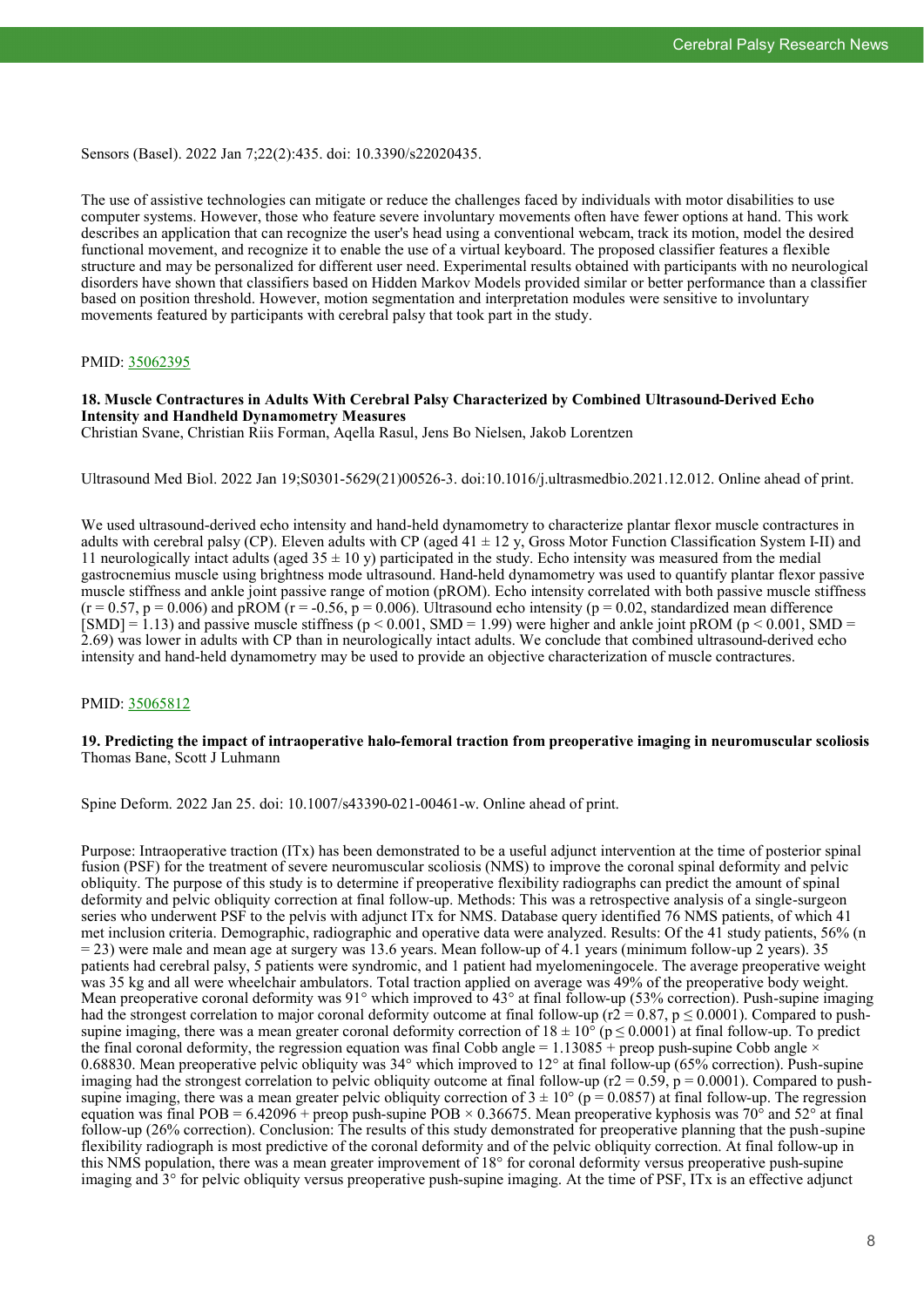Sensors (Basel). 2022 Jan 7;22(2):435. doi: 10.3390/s22020435.

The use of assistive technologies can mitigate or reduce the challenges faced by individuals with motor disabilities to use computer systems. However, those who feature severe involuntary movements often have fewer options at hand. This work describes an application that can recognize the user's head using a conventional webcam, track its motion, model the desired functional movement, and recognize it to enable the use of a virtual keyboard. The proposed classifier features a flexible structure and may be personalized for different user need. Experimental results obtained with participants with no neurological disorders have shown that classifiers based on Hidden Markov Models provided similar or better performance than a classifier based on position threshold. However, motion segmentation and interpretation modules were sensitive to involuntary movements featured by participants with cerebral palsy that took part in the study.

PMID: 35062395

### 18. Muscle Contractures in Adults With Cerebral Palsy Characterized by Combined Ultrasound-Derived Echo Intensity and Handheld Dynamometry Measures

Christian Svane, Christian Riis Forman, Aqella Rasul, Jens Bo Nielsen, Jakob Lorentzen

Ultrasound Med Biol. 2022 Jan 19;S0301-5629(21)00526-3. doi:10.1016/j.ultrasmedbio.2021.12.012. Online ahead of print.

We used ultrasound-derived echo intensity and hand-held dynamometry to characterize plantar flexor muscle contractures in adults with cerebral palsy (CP). Eleven adults with CP (aged $41 \pm 12$ y, Gross Motor Function Classification System I-II) and 11 neurologically intact adults (aged $35 \pm 10$ y) participated in the study. Echo intensity was measured from the medial gastrocnemius muscle using brightness mode ultrasound. Hand-held dynamometry was used to quantify plantar flexor passive muscle stiffness and ankle joint passive range of motion (pROM). Echo intensity correlated with both passive muscle stiffness ($r = 0.57$, $p = 0.006$) and pROM ($r = -0.56$, $p = 0.006$). Ultrasound echo intensity ($p = 0.02$, standardized mean difference [SMD] = 1.13) and passive muscle stiffness ($p < 0.001$, SMD = 1.99) were higher and ankle joint pROM ($p < 0.001$, SMD = 2.69) was lower in adults with CP than in neurologically intact adults. We conclude that combined ultrasound-derived echo intensity and hand-held dynamometry may be used to provide an objective characterization of muscle contractures.

PMID: 35065812

### 19. Predicting the impact of intraoperative halo-femoral traction from preoperative imaging in neuromuscular scoliosis

Thomas Bane, Scott J Luhmann

Spine Deform. 2022 Jan 25. doi: 10.1007/s43390-021-00461-w. Online ahead of print.

Purpose: Intraoperative traction (ITx) has been demonstrated to be a useful adjunct intervention at the time of posterior spinal fusion (PSF) for the treatment of severe neuromuscular scoliosis (NMS) to improve the coronal spinal deformity and pelvic obliquity. The purpose of this study is to determine if preoperative flexibility radiographs can predict the amount of spinal deformity and pelvic obliquity correction at final follow-up. Methods: This was a retrospective analysis of a single-surgeon series who underwent PSF to the pelvis with adjunct ITx for NMS. Database query identified 76 NMS patients, of which 41 met inclusion criteria. Demographic, radiographic and operative data were analyzed. Results: Of the 41 study patients, 56% (n = 23) were male and mean age at surgery was 13.6 years. Mean follow-up of 4.1 years (minimum follow-up 2 years). 35 patients had cerebral palsy, 5 patients were syndromic, and 1 patient had myelomeningocele. The average preoperative weight was 35 kg and all were wheelchair ambulators. Total traction applied on average was 49% of the preoperative body weight. Mean preoperative coronal deformity was 91° which improved to 43° at final follow-up (53% correction). Push-supine imaging had the strongest correlation to major coronal deformity outcome at final follow-up ($r^2 = 0.87$, $p \leq 0.0001$). Compared to push-supine imaging, there was a mean greater coronal deformity correction of $18 \pm 10°$ ($p \leq 0.0001$) at final follow-up. To predict the final coronal deformity, the regression equation was final Cobb angle = 1.13085 + preop push-supine Cobb angle × 0.68830. Mean preoperative pelvic obliquity was 34° which improved to 12° at final follow-up (65% correction). Push-supine imaging had the strongest correlation to pelvic obliquity outcome at final follow-up ($r^2 = 0.59$, $p = 0.0001$). Compared to push-supine imaging, there was a mean greater pelvic obliquity correction of $3 \pm 10°$ ($p = 0.0857$) at final follow-up. The regression equation was final POB = 6.42096 + preop push-supine POB × 0.36675. Mean preoperative kyphosis was 70° and 52° at final follow-up (26% correction). Conclusion: The results of this study demonstrated for preoperative planning that the push-supine flexibility radiograph is most predictive of the coronal deformity and of the pelvic obliquity correction. At final follow-up in this NMS population, there was a mean greater improvement of 18° for coronal deformity versus preoperative push-supine imaging and 3° for pelvic obliquity versus preoperative push-supine imaging. At the time of PSF, ITx is an effective adjunct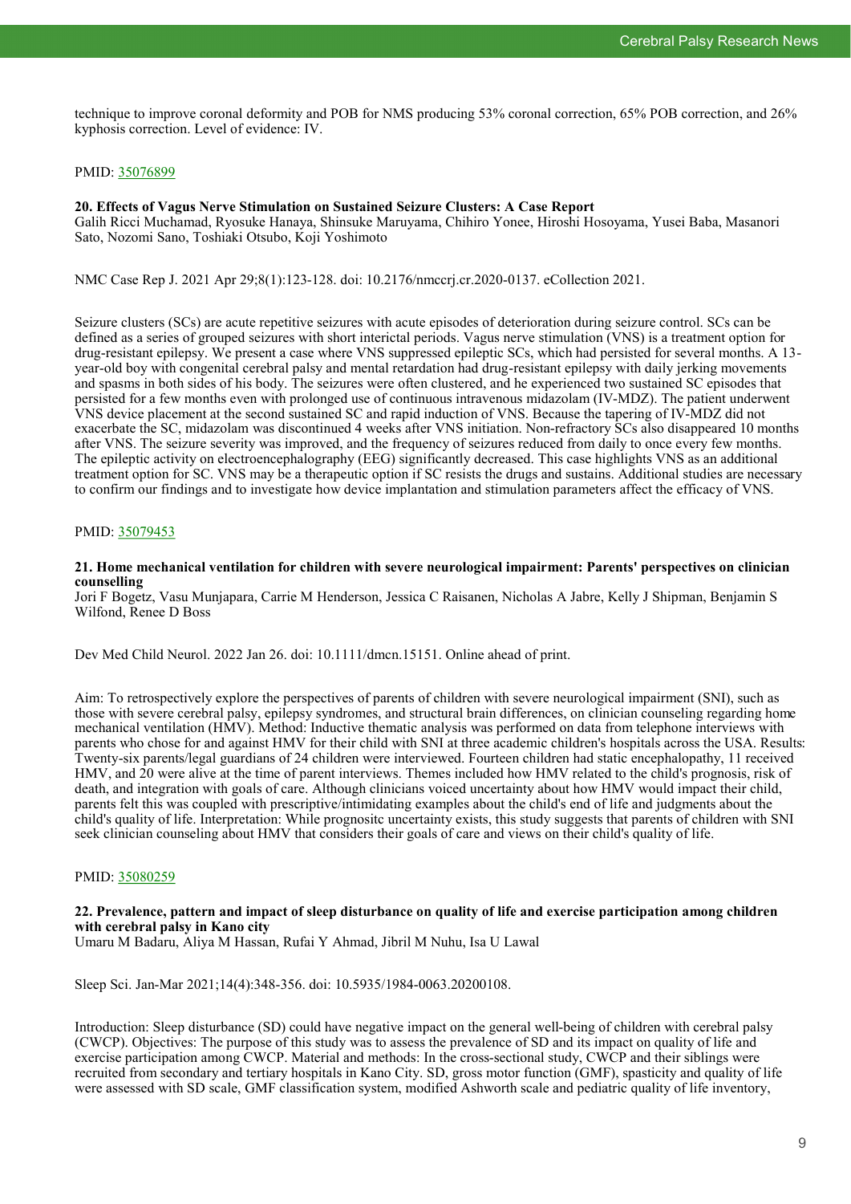technique to improve coronal deformity and POB for NMS producing 53% coronal correction, 65% POB correction, and 26% kyphosis correction. Level of evidence: IV.

PMID: [35076899](35076899)

### 20. Effects of Vagus Nerve Stimulation on Sustained Seizure Clusters: A Case Report

Galih Ricci Muchamad, Ryosuke Hanaya, Shinsuke Maruyama, Chihiro Yonee, Hiroshi Hosoyama, Yusei Baba, Masanori Sato, Nozomi Sano, Toshiaki Otsubo, Koji Yoshimoto

NMC Case Rep J. 2021 Apr 29;8(1):123-128. doi: 10.2176/nmccrj.cr.2020-0137. eCollection 2021.

Seizure clusters (SCs) are acute repetitive seizures with acute episodes of deterioration during seizure control. SCs can be defined as a series of grouped seizures with short interictal periods. Vagus nerve stimulation (VNS) is a treatment option for drug-resistant epilepsy. We present a case where VNS suppressed epileptic SCs, which had persisted for several months. A 13-year-old boy with congenital cerebral palsy and mental retardation had drug-resistant epilepsy with daily jerking movements and spasms in both sides of his body. The seizures were often clustered, and he experienced two sustained SC episodes that persisted for a few months even with prolonged use of continuous intravenous midazolam (IV-MDZ). The patient underwent VNS device placement at the second sustained SC and rapid induction of VNS. Because the tapering of IV-MDZ did not exacerbate the SC, midazolam was discontinued 4 weeks after VNS initiation. Non-refractory SCs also disappeared 10 months after VNS. The seizure severity was improved, and the frequency of seizures reduced from daily to once every few months. The epileptic activity on electroencephalography (EEG) significantly decreased. This case highlights VNS as an additional treatment option for SC. VNS may be a therapeutic option if SC resists the drugs and sustains. Additional studies are necessary to confirm our findings and to investigate how device implantation and stimulation parameters affect the efficacy of VNS.

PMID: [35079453](35079453)

### 21. Home mechanical ventilation for children with severe neurological impairment: Parents' perspectives on clinician counselling

Jori F Bogetz, Vasu Munjapara, Carrie M Henderson, Jessica C Raisanen, Nicholas A Jabre, Kelly J Shipman, Benjamin S Wilfond, Renee D Boss

Dev Med Child Neurol. 2022 Jan 26. doi: 10.1111/dmcn.15151. Online ahead of print.

Aim: To retrospectively explore the perspectives of parents of children with severe neurological impairment (SNI), such as those with severe cerebral palsy, epilepsy syndromes, and structural brain differences, on clinician counseling regarding home mechanical ventilation (HMV). Method: Inductive thematic analysis was performed on data from telephone interviews with parents who chose for and against HMV for their child with SNI at three academic children's hospitals across the USA. Results: Twenty-six parents/legal guardians of 24 children were interviewed. Fourteen children had static encephalopathy, 11 received HMV, and 20 were alive at the time of parent interviews. Themes included how HMV related to the child's prognosis, risk of death, and integration with goals of care. Although clinicians voiced uncertainty about how HMV would impact their child, parents felt this was coupled with prescriptive/intimidating examples about the child's end of life and judgments about the child's quality of life. Interpretation: While prognositc uncertainty exists, this study suggests that parents of children with SNI seek clinician counseling about HMV that considers their goals of care and views on their child's quality of life.

PMID: [35080259](35080259)

### 22. Prevalence, pattern and impact of sleep disturbance on quality of life and exercise participation among children with cerebral palsy in Kano city

Umaru M Badaru, Aliya M Hassan, Rufai Y Ahmad, Jibril M Nuhu, Isa U Lawal

Sleep Sci. Jan-Mar 2021;14(4):348-356. doi: 10.5935/1984-0063.20200108.

Introduction: Sleep disturbance (SD) could have negative impact on the general well-being of children with cerebral palsy (CWCP). Objectives: The purpose of this study was to assess the prevalence of SD and its impact on quality of life and exercise participation among CWCP. Material and methods: In the cross-sectional study, CWCP and their siblings were recruited from secondary and tertiary hospitals in Kano City. SD, gross motor function (GMF), spasticity and quality of life were assessed with SD scale, GMF classification system, modified Ashworth scale and pediatric quality of life inventory,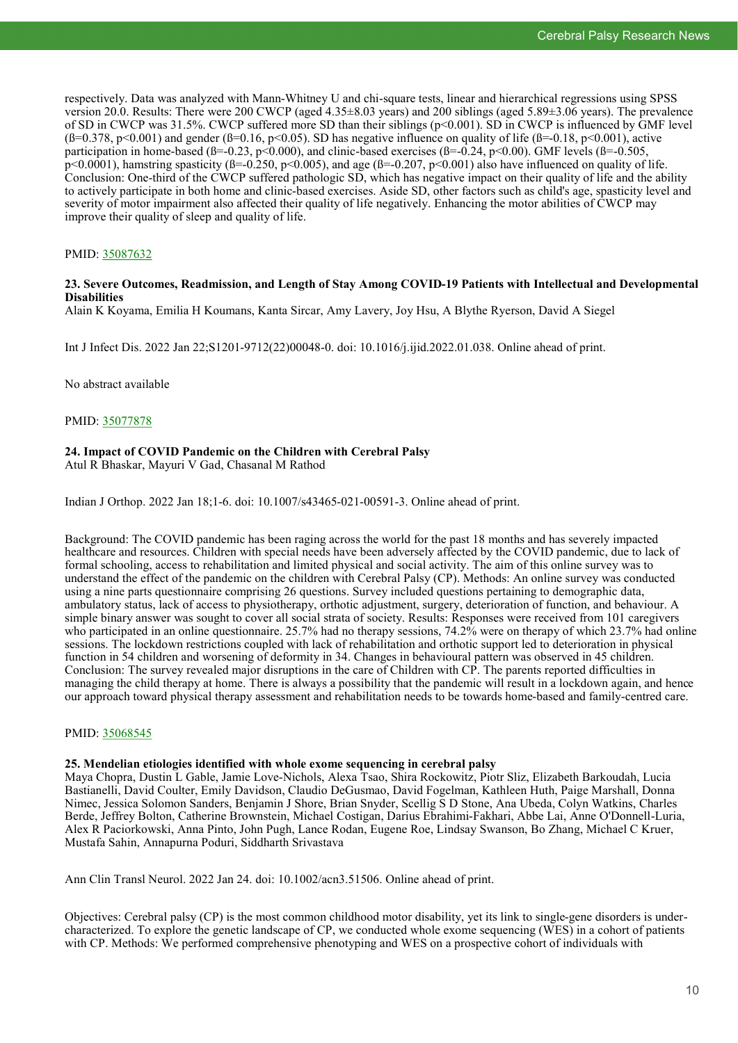respectively. Data was analyzed with Mann-Whitney U and chi-square tests, linear and hierarchical regressions using SPSS version 20.0. Results: There were 200 CWCP (aged 4.35±8.03 years) and 200 siblings (aged 5.89±3.06 years). The prevalence of SD in CWCP was 31.5%. CWCP suffered more SD than their siblings ($p<0.001$). SD in CWCP is influenced by GMF level ($ß=0.378$, $p<0.001$) and gender ($ß=0.16$, $p<0.05$). SD has negative influence on quality of life ($ß=-0.18$, $p<0.001$), active participation in home-based ($ß=-0.23$, $p<0.000$), and clinic-based exercises ($ß=-0.24$, $p<0.00$). GMF levels ($ß=-0.505$, $p<0.0001$), hamstring spasticity ($ß=-0.250$, $p<0.005$), and age ($ß=-0.207$, $p<0.001$) also have influenced on quality of life. Conclusion: One-third of the CWCP suffered pathologic SD, which has negative impact on their quality of life and the ability to actively participate in both home and clinic-based exercises. Aside SD, other factors such as child's age, spasticity level and severity of motor impairment also affected their quality of life negatively. Enhancing the motor abilities of CWCP may improve their quality of sleep and quality of life.

PMID: [35087632](https://pubmed.ncbi.nlm.nih.gov/35087632)

### 23. Severe Outcomes, Readmission, and Length of Stay Among COVID-19 Patients with Intellectual and Developmental Disabilities

Alain K Koyama, Emilia H Koumans, Kanta Sircar, Amy Lavery, Joy Hsu, A Blythe Ryerson, David A Siegel

Int J Infect Dis. 2022 Jan 22;S1201-9712(22)00048-0. doi: 10.1016/j.ijid.2022.01.038. Online ahead of print.

No abstract available

PMID: [35077878](https://pubmed.ncbi.nlm.nih.gov/35077878)

### 24. Impact of COVID Pandemic on the Children with Cerebral Palsy

Atul R Bhaskar, Mayuri V Gad, Chasanal M Rathod

Indian J Orthop. 2022 Jan 18;1-6. doi: 10.1007/s43465-021-00591-3. Online ahead of print.

Background: The COVID pandemic has been raging across the world for the past 18 months and has severely impacted healthcare and resources. Children with special needs have been adversely affected by the COVID pandemic, due to lack of formal schooling, access to rehabilitation and limited physical and social activity. The aim of this online survey was to understand the effect of the pandemic on the children with Cerebral Palsy (CP). Methods: An online survey was conducted using a nine parts questionnaire comprising 26 questions. Survey included questions pertaining to demographic data, ambulatory status, lack of access to physiotherapy, orthotic adjustment, surgery, deterioration of function, and behaviour. A simple binary answer was sought to cover all social strata of society. Results: Responses were received from 101 caregivers who participated in an online questionnaire. 25.7% had no therapy sessions, 74.2% were on therapy of which 23.7% had online sessions. The lockdown restrictions coupled with lack of rehabilitation and orthotic support led to deterioration in physical function in 54 children and worsening of deformity in 34. Changes in behavioural pattern was observed in 45 children. Conclusion: The survey revealed major disruptions in the care of Children with CP. The parents reported difficulties in managing the child therapy at home. There is always a possibility that the pandemic will result in a lockdown again, and hence our approach toward physical therapy assessment and rehabilitation needs to be towards home-based and family-centred care.

PMID: [35068545](https://pubmed.ncbi.nlm.nih.gov/35068545)

### 25. Mendelian etiologies identified with whole exome sequencing in cerebral palsy

Maya Chopra, Dustin L Gable, Jamie Love-Nichols, Alexa Tsao, Shira Rockowitz, Piotr Sliz, Elizabeth Barkoudah, Lucia Bastianelli, David Coulter, Emily Davidson, Claudio DeGusmao, David Fogelman, Kathleen Huth, Paige Marshall, Donna Nimec, Jessica Solomon Sanders, Benjamin J Shore, Brian Snyder, Scellig S D Stone, Ana Ubeda, Colyn Watkins, Charles Berde, Jeffrey Bolton, Catherine Brownstein, Michael Costigan, Darius Ebrahimi-Fakhari, Abbe Lai, Anne O'Donnell-Luria, Alex R Paciorkowski, Anna Pinto, John Pugh, Lance Rodan, Eugene Roe, Lindsay Swanson, Bo Zhang, Michael C Kruer, Mustafa Sahin, Annapurna Poduri, Siddharth Srivastava

Ann Clin Transl Neurol. 2022 Jan 24. doi: 10.1002/acn3.51506. Online ahead of print.

Objectives: Cerebral palsy (CP) is the most common childhood motor disability, yet its link to single-gene disorders is under-characterized. To explore the genetic landscape of CP, we conducted whole exome sequencing (WES) in a cohort of patients with CP. Methods: We performed comprehensive phenotyping and WES on a prospective cohort of individuals with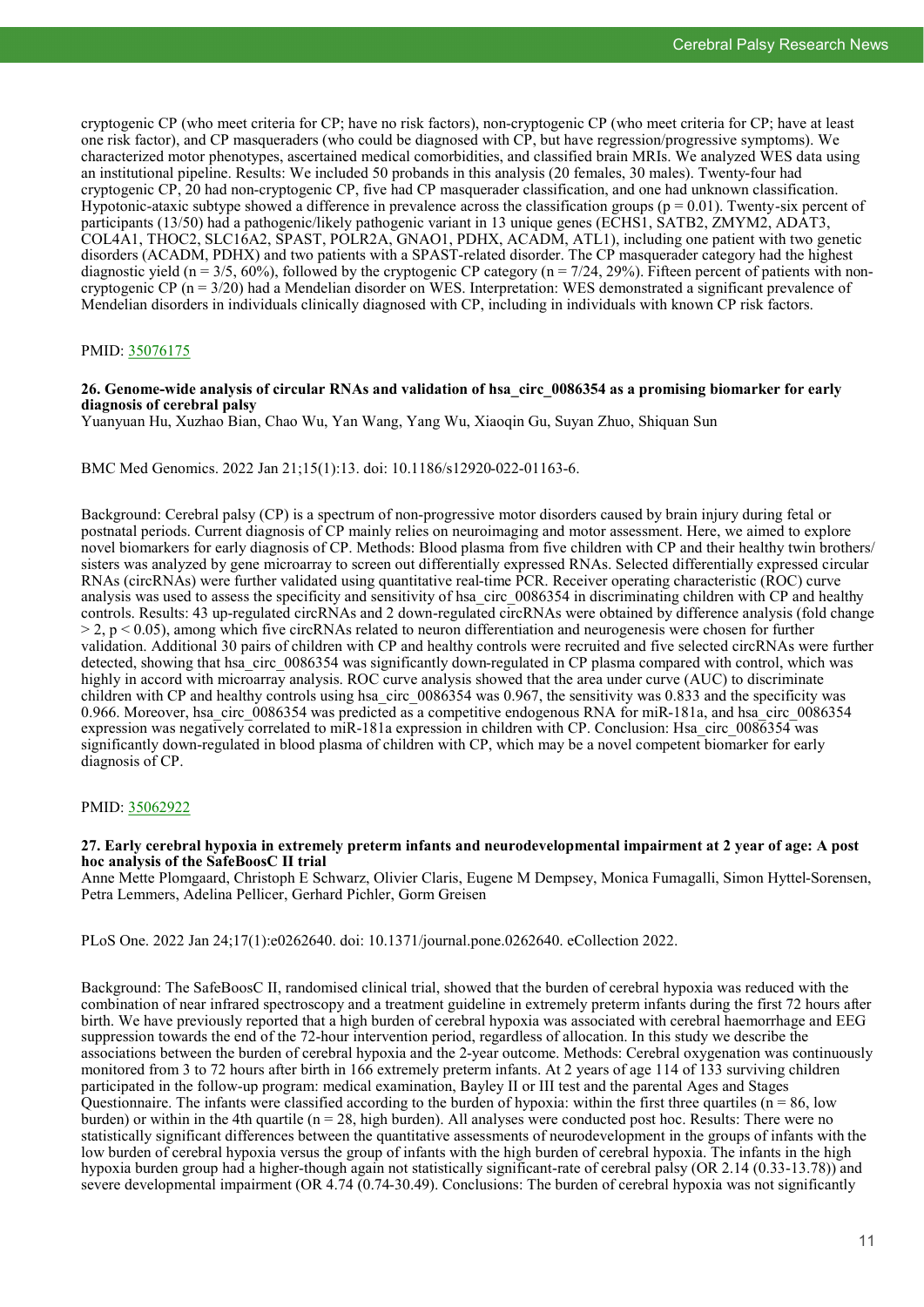cryptogenic CP (who meet criteria for CP; have no risk factors), non-cryptogenic CP (who meet criteria for CP; have at least one risk factor), and CP masqueraders (who could be diagnosed with CP, but have regression/progressive symptoms). We characterized motor phenotypes, ascertained medical comorbidities, and classified brain MRIs. We analyzed WES data using an institutional pipeline. Results: We included 50 probands in this analysis (20 females, 30 males). Twenty-four had cryptogenic CP, 20 had non-cryptogenic CP, five had CP masquerader classification, and one had unknown classification. Hypotonic-ataxic subtype showed a difference in prevalence across the classification groups ($p = 0.01$). Twenty-six percent of participants (13/50) had a pathogenic/likely pathogenic variant in 13 unique genes (ECHS1, SATB2, ZMYM2, ADAT3, COL4A1, THOC2, SLC16A2, SPAST, POLR2A, GNAO1, PDHX, ACADM, ATL1), including one patient with two genetic disorders (ACADM, PDHX) and two patients with a SPAST-related disorder. The CP masquerader category had the highest diagnostic yield (n = 3/5, 60%), followed by the cryptogenic CP category (n = 7/24, 29%). Fifteen percent of patients with non-cryptogenic CP (n = 3/20) had a Mendelian disorder on WES. Interpretation: WES demonstrated a significant prevalence of Mendelian disorders in individuals clinically diagnosed with CP, including in individuals with known CP risk factors.

PMID: 35076175

**26. Genome-wide analysis of circular RNAs and validation of hsa_circ_0086354 as a promising biomarker for early diagnosis of cerebral palsy**
Yuanyuan Hu, Xuzhao Bian, Chao Wu, Yan Wang, Yang Wu, Xiaoqin Gu, Suyan Zhuo, Shiquan Sun

BMC Med Genomics. 2022 Jan 21;15(1):13. doi: 10.1186/s12920-022-01163-6.

Background: Cerebral palsy (CP) is a spectrum of non-progressive motor disorders caused by brain injury during fetal or postnatal periods. Current diagnosis of CP mainly relies on neuroimaging and motor assessment. Here, we aimed to explore novel biomarkers for early diagnosis of CP. Methods: Blood plasma from five children with CP and their healthy twin brothers/sisters was analyzed by gene microarray to screen out differentially expressed RNAs. Selected differentially expressed circular RNAs (circRNAs) were further validated using quantitative real-time PCR. Receiver operating characteristic (ROC) curve analysis was used to assess the specificity and sensitivity of hsa_circ_0086354 in discriminating children with CP and healthy controls. Results: 43 up-regulated circRNAs and 2 down-regulated circRNAs were obtained by difference analysis (fold change $> 2$, $p < 0.05$), among which five circRNAs related to neuron differentiation and neurogenesis were chosen for further validation. Additional 30 pairs of children with CP and healthy controls were recruited and five selected circRNAs were further detected, showing that hsa_circ_0086354 was significantly down-regulated in CP plasma compared with control, which was highly in accord with microarray analysis. ROC curve analysis showed that the area under curve (AUC) to discriminate children with CP and healthy controls using hsa_circ_0086354 was 0.967, the sensitivity was 0.833 and the specificity was 0.966. Moreover, hsa_circ_0086354 was predicted as a competitive endogenous RNA for miR-181a, and hsa_circ_0086354 expression was negatively correlated to miR-181a expression in children with CP. Conclusion: Hsa_circ_0086354 was significantly down-regulated in blood plasma of children with CP, which may be a novel competent biomarker for early diagnosis of CP.

PMID: 35062922

**27. Early cerebral hypoxia in extremely preterm infants and neurodevelopmental impairment at 2 year of age: A post hoc analysis of the SafeBoosC II trial**
Anne Mette Plomgaard, Christoph E Schwarz, Olivier Claris, Eugene M Dempsey, Monica Fumagalli, Simon Hyttel-Sorensen, Petra Lemmers, Adelina Pellicer, Gerhard Pichler, Gorm Greisen

PLoS One. 2022 Jan 24;17(1):e0262640. doi: 10.1371/journal.pone.0262640. eCollection 2022.

Background: The SafeBoosC II, randomised clinical trial, showed that the burden of cerebral hypoxia was reduced with the combination of near infrared spectroscopy and a treatment guideline in extremely preterm infants during the first 72 hours after birth. We have previously reported that a high burden of cerebral hypoxia was associated with cerebral haemorrhage and EEG suppression towards the end of the 72-hour intervention period, regardless of allocation. In this study we describe the associations between the burden of cerebral hypoxia and the 2-year outcome. Methods: Cerebral oxygenation was continuously monitored from 3 to 72 hours after birth in 166 extremely preterm infants. At 2 years of age 114 of 133 surviving children participated in the follow-up program: medical examination, Bayley II or III test and the parental Ages and Stages Questionnaire. The infants were classified according to the burden of hypoxia: within the first three quartiles (n = 86, low burden) or within in the 4th quartile (n = 28, high burden). All analyses were conducted post hoc. Results: There were no statistically significant differences between the quantitative assessments of neurodevelopment in the groups of infants with the low burden of cerebral hypoxia versus the group of infants with the high burden of cerebral hypoxia. The infants in the high hypoxia burden group had a higher-though again not statistically significant-rate of cerebral palsy (OR 2.14 (0.33-13.78)) and severe developmental impairment (OR 4.74 (0.74-30.49). Conclusions: The burden of cerebral hypoxia was not significantly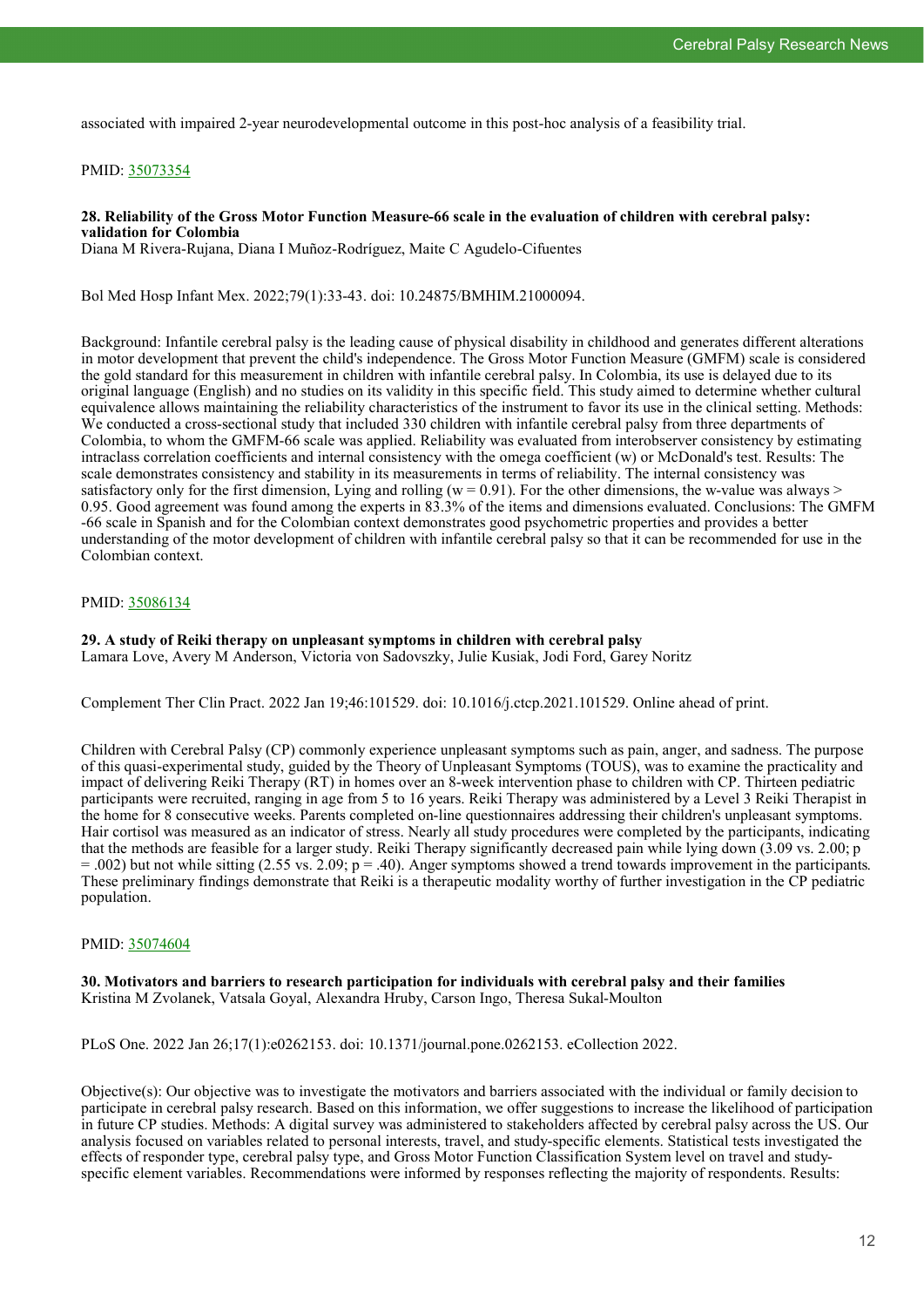associated with impaired 2-year neurodevelopmental outcome in this post-hoc analysis of a feasibility trial.

PMID: [35073354](https://pubmed.ncbi.nlm.nih.gov/35073354)

### 28. Reliability of the Gross Motor Function Measure-66 scale in the evaluation of children with cerebral palsy: validation for Colombia

Diana M Rivera-Rujana, Diana I Muñoz-Rodríguez, Maite C Agudelo-Cifuentes

Bol Med Hosp Infant Mex. 2022;79(1):33-43. doi: 10.24875/BMHIM.21000094.

Background: Infantile cerebral palsy is the leading cause of physical disability in childhood and generates different alterations in motor development that prevent the child's independence. The Gross Motor Function Measure (GMFM) scale is considered the gold standard for this measurement in children with infantile cerebral palsy. In Colombia, its use is delayed due to its original language (English) and no studies on its validity in this specific field. This study aimed to determine whether cultural equivalence allows maintaining the reliability characteristics of the instrument to favor its use in the clinical setting. Methods: We conducted a cross-sectional study that included 330 children with infantile cerebral palsy from three departments of Colombia, to whom the GMFM-66 scale was applied. Reliability was evaluated from interobserver consistency by estimating intraclass correlation coefficients and internal consistency with the omega coefficient (w) or McDonald's test. Results: The scale demonstrates consistency and stability in its measurements in terms of reliability. The internal consistency was satisfactory only for the first dimension, Lying and rolling ($w = 0.91$). For the other dimensions, the w-value was always > 0.95. Good agreement was found among the experts in 83.3% of the items and dimensions evaluated. Conclusions: The GMFM -66 scale in Spanish and for the Colombian context demonstrates good psychometric properties and provides a better understanding of the motor development of children with infantile cerebral palsy so that it can be recommended for use in the Colombian context.

PMID: [35086134](https://pubmed.ncbi.nlm.nih.gov/35086134)

### 29. A study of Reiki therapy on unpleasant symptoms in children with cerebral palsy

Lamara Love, Avery M Anderson, Victoria von Sadovszky, Julie Kusiak, Jodi Ford, Garey Noritz

Complement Ther Clin Pract. 2022 Jan 19;46:101529. doi: 10.1016/j.ctcp.2021.101529. Online ahead of print.

Children with Cerebral Palsy (CP) commonly experience unpleasant symptoms such as pain, anger, and sadness. The purpose of this quasi-experimental study, guided by the Theory of Unpleasant Symptoms (TOUS), was to examine the practicality and impact of delivering Reiki Therapy (RT) in homes over an 8-week intervention phase to children with CP. Thirteen pediatric participants were recruited, ranging in age from 5 to 16 years. Reiki Therapy was administered by a Level 3 Reiki Therapist in the home for 8 consecutive weeks. Parents completed on-line questionnaires addressing their children's unpleasant symptoms. Hair cortisol was measured as an indicator of stress. Nearly all study procedures were completed by the participants, indicating that the methods are feasible for a larger study. Reiki Therapy significantly decreased pain while lying down (3.09 vs. 2.00; $p = .002$) but not while sitting (2.55 vs. 2.09; $p = .40$). Anger symptoms showed a trend towards improvement in the participants. These preliminary findings demonstrate that Reiki is a therapeutic modality worthy of further investigation in the CP pediatric population.

PMID: [35074604](https://pubmed.ncbi.nlm.nih.gov/35074604)

### 30. Motivators and barriers to research participation for individuals with cerebral palsy and their families

Kristina M Zvolanek, Vatsala Goyal, Alexandra Hruby, Carson Ingo, Theresa Sukal-Moulton

PLoS One. 2022 Jan 26;17(1):e0262153. doi: 10.1371/journal.pone.0262153. eCollection 2022.

Objective(s): Our objective was to investigate the motivators and barriers associated with the individual or family decision to participate in cerebral palsy research. Based on this information, we offer suggestions to increase the likelihood of participation in future CP studies. Methods: A digital survey was administered to stakeholders affected by cerebral palsy across the US. Our analysis focused on variables related to personal interests, travel, and study-specific elements. Statistical tests investigated the effects of responder type, cerebral palsy type, and Gross Motor Function Classification System level on travel and study-specific element variables. Recommendations were informed by responses reflecting the majority of respondents. Results: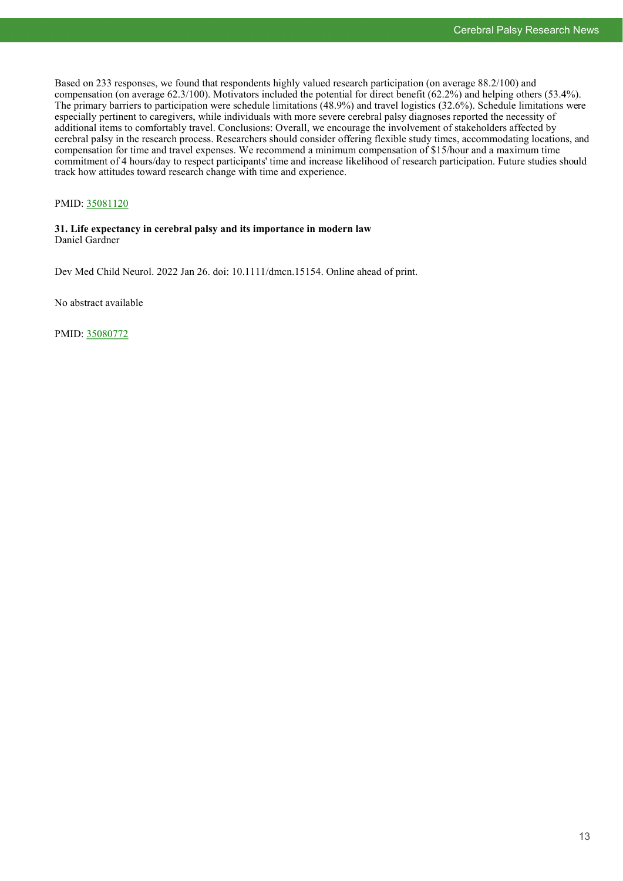Based on 233 responses, we found that respondents highly valued research participation (on average 88.2/100) and compensation (on average 62.3/100). Motivators included the potential for direct benefit (62.2%) and helping others (53.4%). The primary barriers to participation were schedule limitations (48.9%) and travel logistics (32.6%). Schedule limitations were especially pertinent to caregivers, while individuals with more severe cerebral palsy diagnoses reported the necessity of additional items to comfortably travel. Conclusions: Overall, we encourage the involvement of stakeholders affected by cerebral palsy in the research process. Researchers should consider offering flexible study times, accommodating locations, and compensation for time and travel expenses. We recommend a minimum compensation of $15/hour and a maximum time commitment of 4 hours/day to respect participants' time and increase likelihood of research participation. Future studies should track how attitudes toward research change with time and experience.

PMID: [35081120](https://pubmed.ncbi.nlm.nih.gov/35081120)

**31. Life expectancy in cerebral palsy and its importance in modern law**
Daniel Gardner

Dev Med Child Neurol. 2022 Jan 26. doi: 10.1111/dmcn.15154. Online ahead of print.

No abstract available

PMID: [35080772](https://pubmed.ncbi.nlm.nih.gov/35080772)